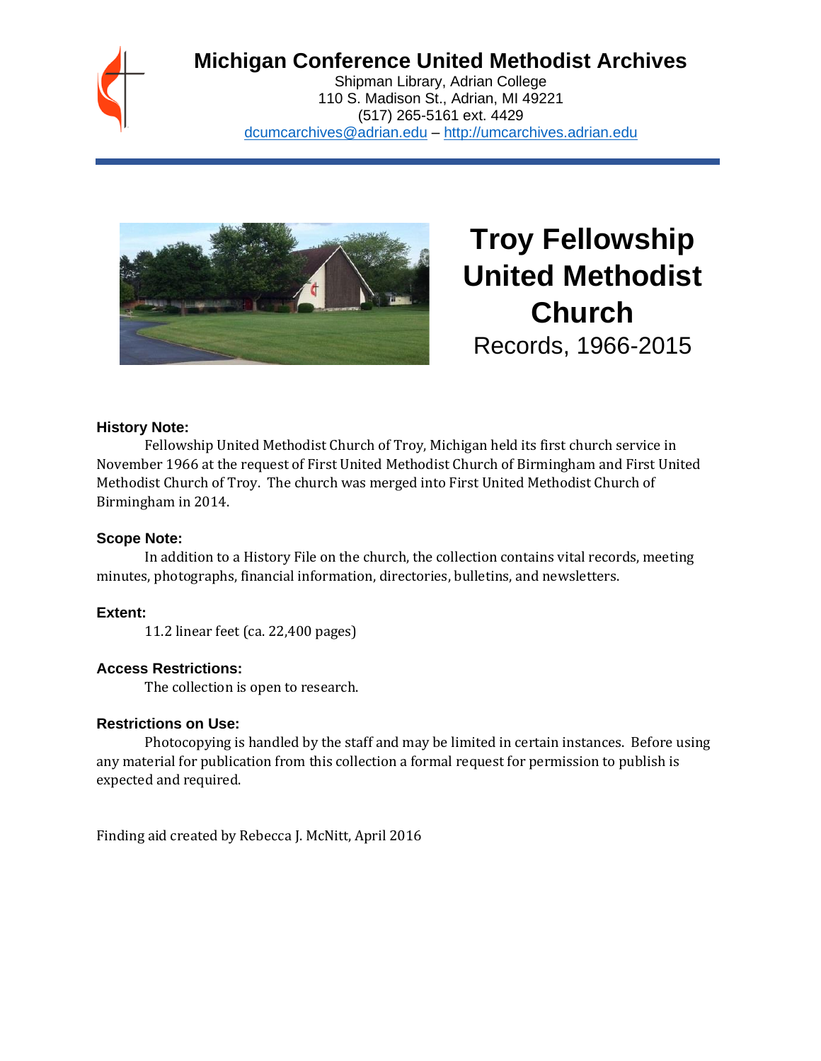# Michigan Conference United Methodist Archives

Shipman Library, Adrian College
110 S. Madison St., Adrian, MI 49221
(517) 265-5161 ext. 4429
dcumcarchives@adrian.edu – http://umcarchives.adrian.edu

# Troy Fellowship United Methodist Church

Records, 1966-2015

### History Note:

Fellowship United Methodist Church of Troy, Michigan held its first church service in November 1966 at the request of First United Methodist Church of Birmingham and First United Methodist Church of Troy. The church was merged into First United Methodist Church of Birmingham in 2014.

### Scope Note:

In addition to a History File on the church, the collection contains vital records, meeting minutes, photographs, financial information, directories, bulletins, and newsletters.

### Extent:

11.2 linear feet (ca. 22,400 pages)

### Access Restrictions:

The collection is open to research.

### Restrictions on Use:

Photocopying is handled by the staff and may be limited in certain instances. Before using any material for publication from this collection a formal request for permission to publish is expected and required.

Finding aid created by Rebecca J. McNitt, April 2016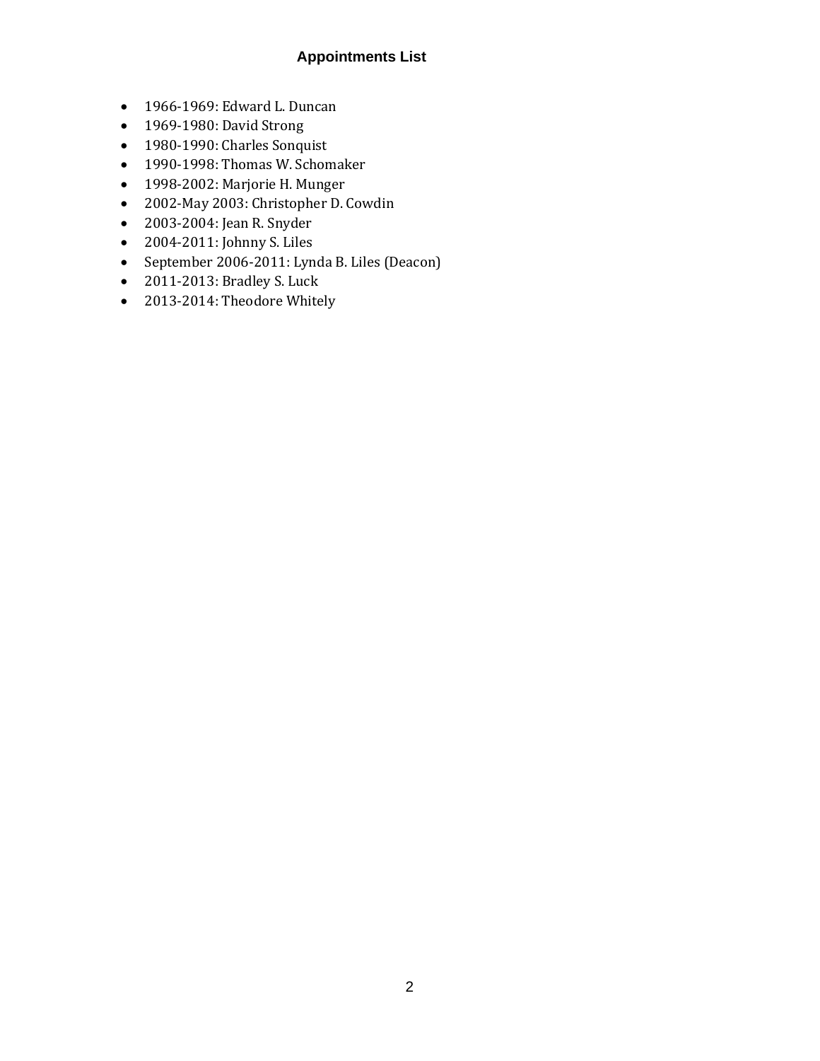## Appointments List

- 1966-1969: Edward L. Duncan
- 1969-1980: David Strong
- 1980-1990: Charles Sonquist
- 1990-1998: Thomas W. Schomaker
- 1998-2002: Marjorie H. Munger
- 2002-May 2003: Christopher D. Cowdin
- 2003-2004: Jean R. Snyder
- 2004-2011: Johnny S. Liles
- September 2006-2011: Lynda B. Liles (Deacon)
- 2011-2013: Bradley S. Luck
- 2013-2014: Theodore Whitely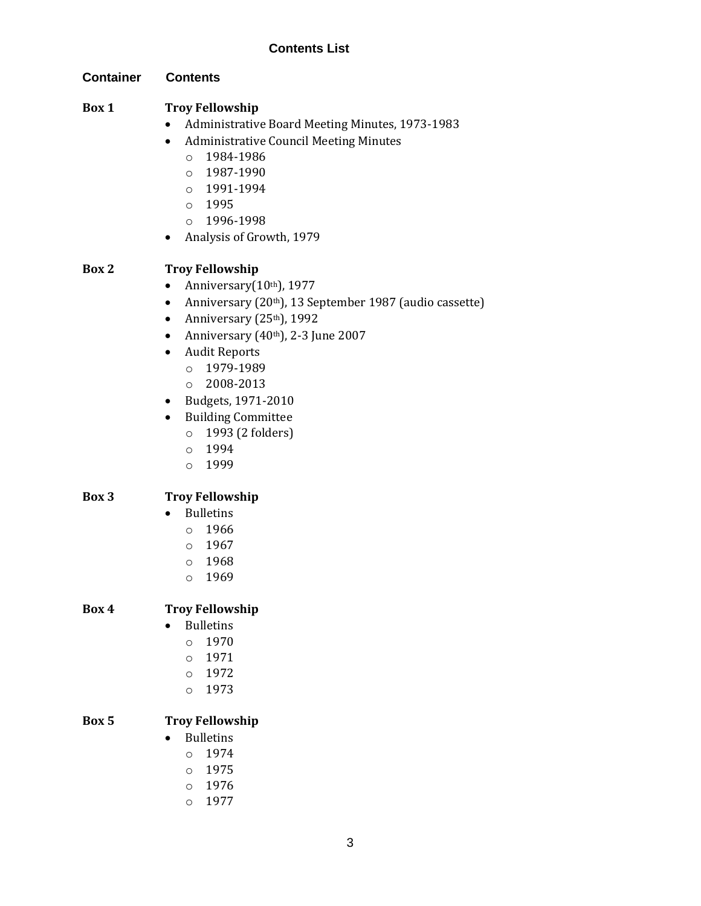## Contents List

| Container | Contents |
|---|---|
| **Box 1** | **Troy Fellowship** |

**Box 1** — **Troy Fellowship**

- Administrative Board Meeting Minutes, 1973-1983
- Administrative Council Meeting Minutes
  - 1984-1986
  - 1987-1990
  - 1991-1994
  - 1995
  - 1996-1998
- Analysis of Growth, 1979

**Box 2** — **Troy Fellowship**

- Anniversary(10th), 1977
- Anniversary (20th), 13 September 1987 (audio cassette)
- Anniversary (25th), 1992
- Anniversary (40th), 2-3 June 2007
- Audit Reports
  - 1979-1989
  - 2008-2013
- Budgets, 1971-2010
- Building Committee
  - 1993 (2 folders)
  - 1994
  - 1999

**Box 3** — **Troy Fellowship**

- Bulletins
  - 1966
  - 1967
  - 1968
  - 1969

**Box 4** — **Troy Fellowship**

- Bulletins
  - 1970
  - 1971
  - 1972
  - 1973

**Box 5** — **Troy Fellowship**

- Bulletins
  - 1974
  - 1975
  - 1976
  - 1977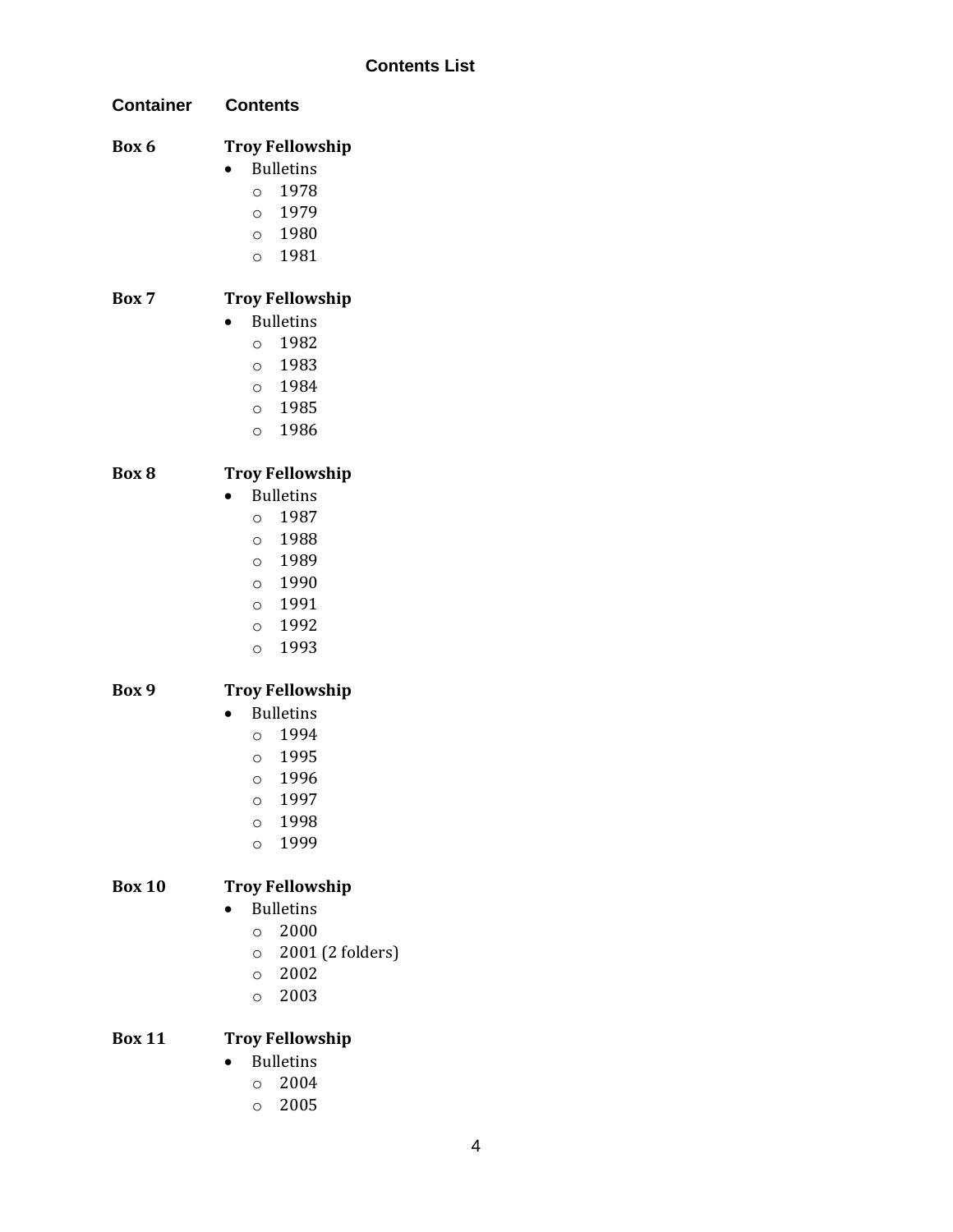## Contents List

| Container | Contents |
| --- | --- |

**Box 6** **Troy Fellowship**

- Bulletins
  - 1978
  - 1979
  - 1980
  - 1981

**Box 7** **Troy Fellowship**

- Bulletins
  - 1982
  - 1983
  - 1984
  - 1985
  - 1986

**Box 8** **Troy Fellowship**

- Bulletins
  - 1987
  - 1988
  - 1989
  - 1990
  - 1991
  - 1992
  - 1993

**Box 9** **Troy Fellowship**

- Bulletins
  - 1994
  - 1995
  - 1996
  - 1997
  - 1998
  - 1999

**Box 10** **Troy Fellowship**

- Bulletins
  - 2000
  - 2001 (2 folders)
  - 2002
  - 2003

**Box 11** **Troy Fellowship**

- Bulletins
  - 2004
  - 2005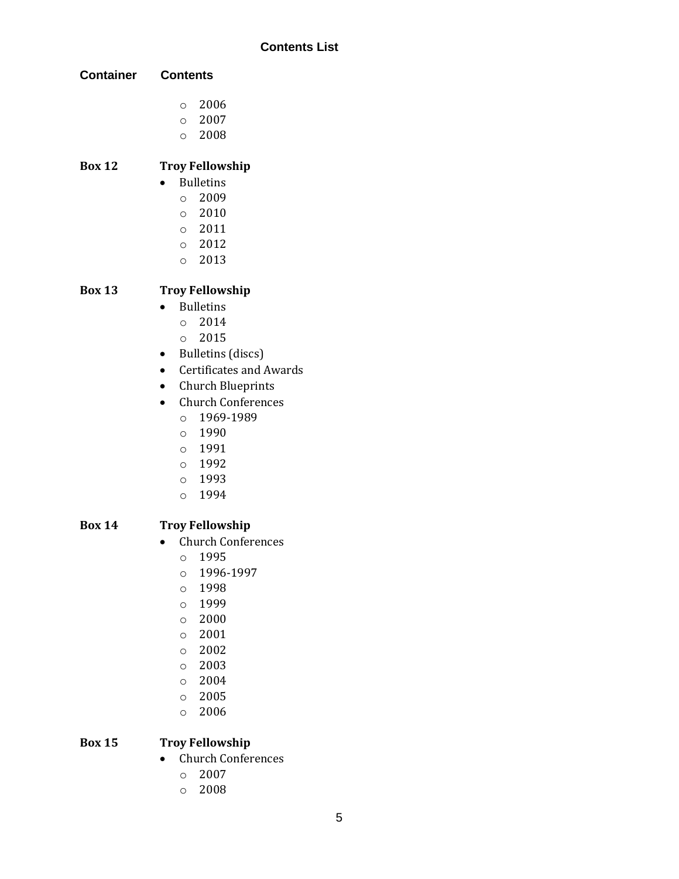**Contents List**

| Container | Contents |
|---|---|
| | ○ 2006<br>○ 2007<br>○ 2008 |
| **Box 12** | **Troy Fellowship**<br>• Bulletins<br>○ 2009<br>○ 2010<br>○ 2011<br>○ 2012<br>○ 2013 |
| **Box 13** | **Troy Fellowship**<br>• Bulletins<br>○ 2014<br>○ 2015<br>• Bulletins (discs)<br>• Certificates and Awards<br>• Church Blueprints<br>• Church Conferences<br>○ 1969-1989<br>○ 1990<br>○ 1991<br>○ 1992<br>○ 1993<br>○ 1994 |
| **Box 14** | **Troy Fellowship**<br>• Church Conferences<br>○ 1995<br>○ 1996-1997<br>○ 1998<br>○ 1999<br>○ 2000<br>○ 2001<br>○ 2002<br>○ 2003<br>○ 2004<br>○ 2005<br>○ 2006 |
| **Box 15** | **Troy Fellowship**<br>• Church Conferences<br>○ 2007<br>○ 2008 |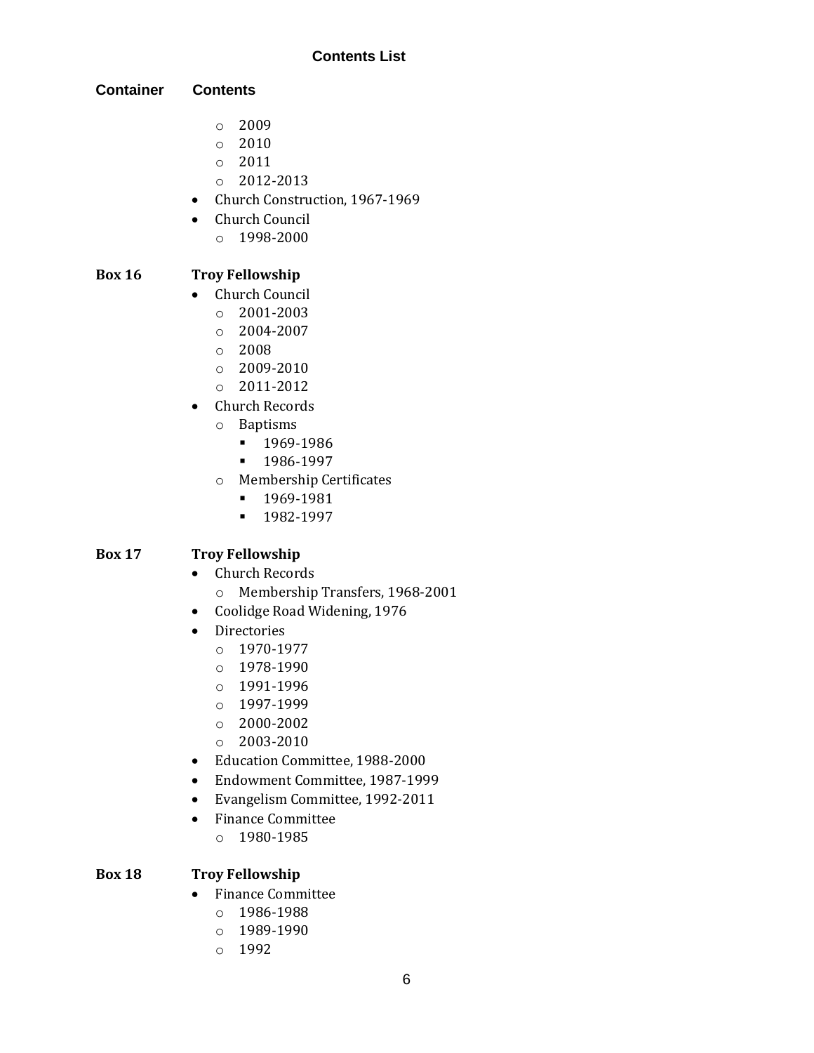**Contents List**

| Container | Contents |
|---|---|
| | - 2009<br>- 2010<br>- 2011<br>- 2012-2013 |
| | • Church Construction, 1967-1969 |
| | • Church Council<br>  - 1998-2000 |
| **Box 16** | **Troy Fellowship** |
| | • Church Council<br>  - 2001-2003<br>  - 2004-2007<br>  - 2008<br>  - 2009-2010<br>  - 2011-2012 |
| | • Church Records<br>  - Baptisms<br>    ▪ 1969-1986<br>    ▪ 1986-1997<br>  - Membership Certificates<br>    ▪ 1969-1981<br>    ▪ 1982-1997 |
| **Box 17** | **Troy Fellowship** |
| | • Church Records<br>  - Membership Transfers, 1968-2001 |
| | • Coolidge Road Widening, 1976 |
| | • Directories<br>  - 1970-1977<br>  - 1978-1990<br>  - 1991-1996<br>  - 1997-1999<br>  - 2000-2002<br>  - 2003-2010 |
| | • Education Committee, 1988-2000 |
| | • Endowment Committee, 1987-1999 |
| | • Evangelism Committee, 1992-2011 |
| | • Finance Committee<br>  - 1980-1985 |
| **Box 18** | **Troy Fellowship** |
| | • Finance Committee<br>  - 1986-1988<br>  - 1989-1990<br>  - 1992 |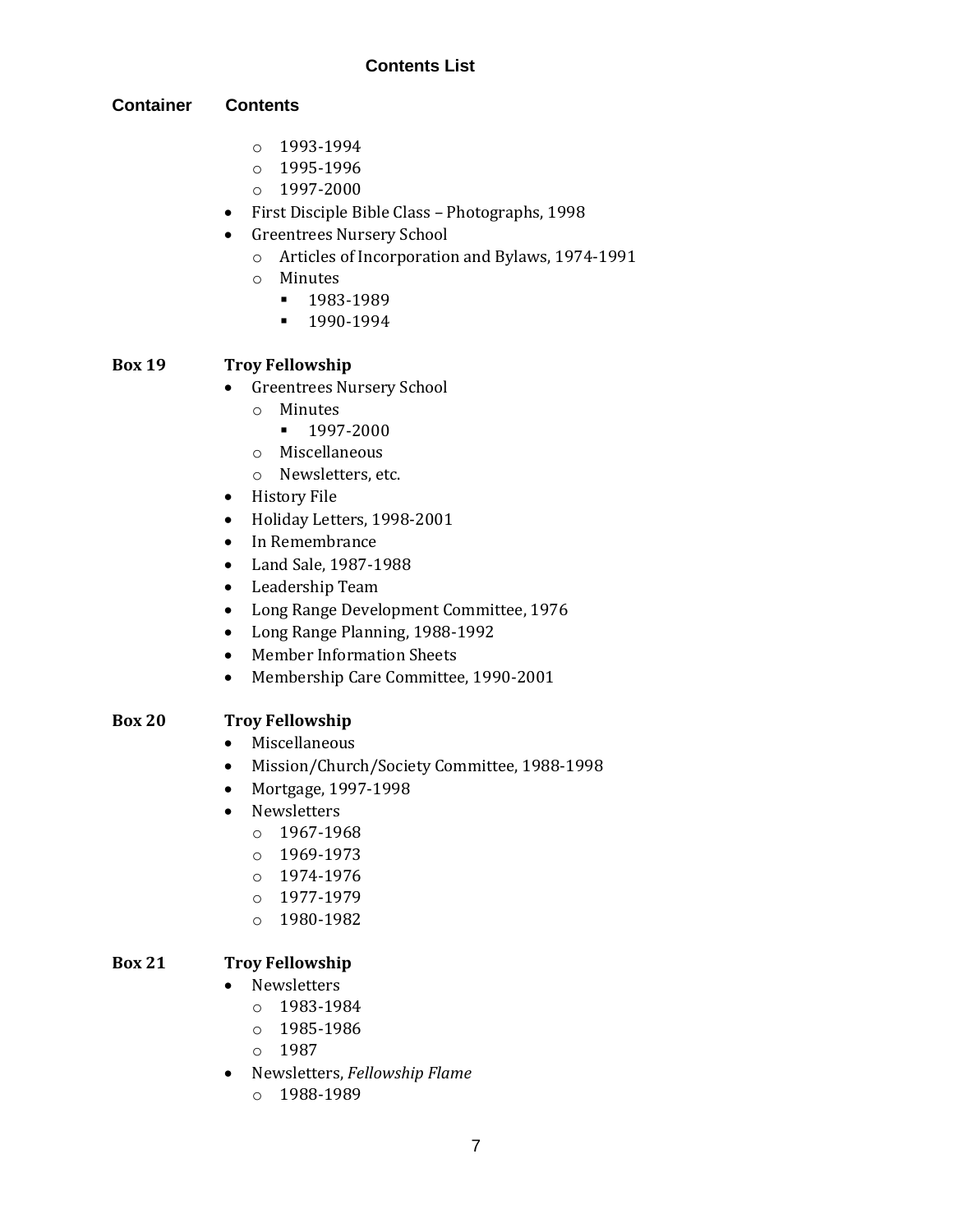### Contents List

**Container** **Contents**

- 1993-1994
- 1995-1996
- 1997-2000

- First Disciple Bible Class – Photographs, 1998
- Greentrees Nursery School
  - Articles of Incorporation and Bylaws, 1974-1991
  - Minutes
    - 1983-1989
    - 1990-1994

**Box 19** **Troy Fellowship**

- Greentrees Nursery School
  - Minutes
    - 1997-2000
  - Miscellaneous
  - Newsletters, etc.
- History File
- Holiday Letters, 1998-2001
- In Remembrance
- Land Sale, 1987-1988
- Leadership Team
- Long Range Development Committee, 1976
- Long Range Planning, 1988-1992
- Member Information Sheets
- Membership Care Committee, 1990-2001

**Box 20** **Troy Fellowship**

- Miscellaneous
- Mission/Church/Society Committee, 1988-1998
- Mortgage, 1997-1998
- Newsletters
  - 1967-1968
  - 1969-1973
  - 1974-1976
  - 1977-1979
  - 1980-1982

**Box 21** **Troy Fellowship**

- Newsletters
  - 1983-1984
  - 1985-1986
  - 1987
- Newsletters, *Fellowship Flame*
  - 1988-1989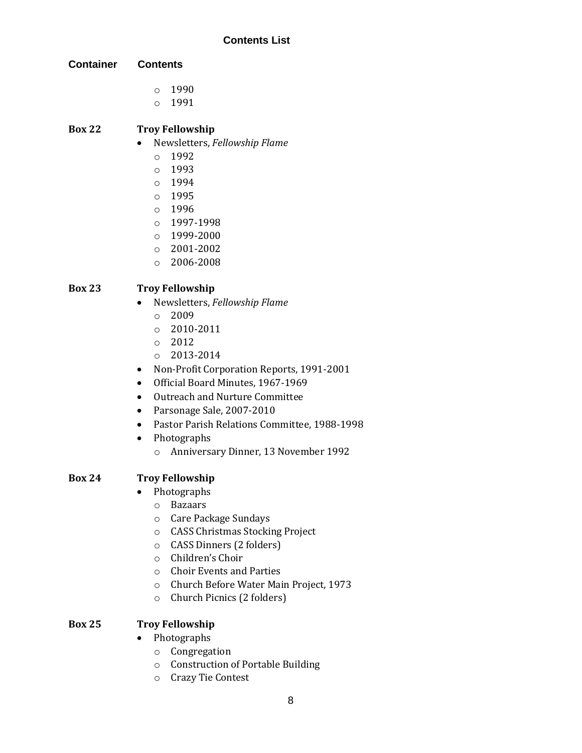**Contents List**

| Container | Contents |
|---|---|
| | ◦ 1990<br>◦ 1991 |
| **Box 22** | **Troy Fellowship**<br>• Newsletters, *Fellowship Flame*<br>◦ 1992<br>◦ 1993<br>◦ 1994<br>◦ 1995<br>◦ 1996<br>◦ 1997-1998<br>◦ 1999-2000<br>◦ 2001-2002<br>◦ 2006-2008 |
| **Box 23** | **Troy Fellowship**<br>• Newsletters, *Fellowship Flame*<br>◦ 2009<br>◦ 2010-2011<br>◦ 2012<br>◦ 2013-2014<br>• Non-Profit Corporation Reports, 1991-2001<br>• Official Board Minutes, 1967-1969<br>• Outreach and Nurture Committee<br>• Parsonage Sale, 2007-2010<br>• Pastor Parish Relations Committee, 1988-1998<br>• Photographs<br>◦ Anniversary Dinner, 13 November 1992 |
| **Box 24** | **Troy Fellowship**<br>• Photographs<br>◦ Bazaars<br>◦ Care Package Sundays<br>◦ CASS Christmas Stocking Project<br>◦ CASS Dinners (2 folders)<br>◦ Children's Choir<br>◦ Choir Events and Parties<br>◦ Church Before Water Main Project, 1973<br>◦ Church Picnics (2 folders) |
| **Box 25** | **Troy Fellowship**<br>• Photographs<br>◦ Congregation<br>◦ Construction of Portable Building<br>◦ Crazy Tie Contest |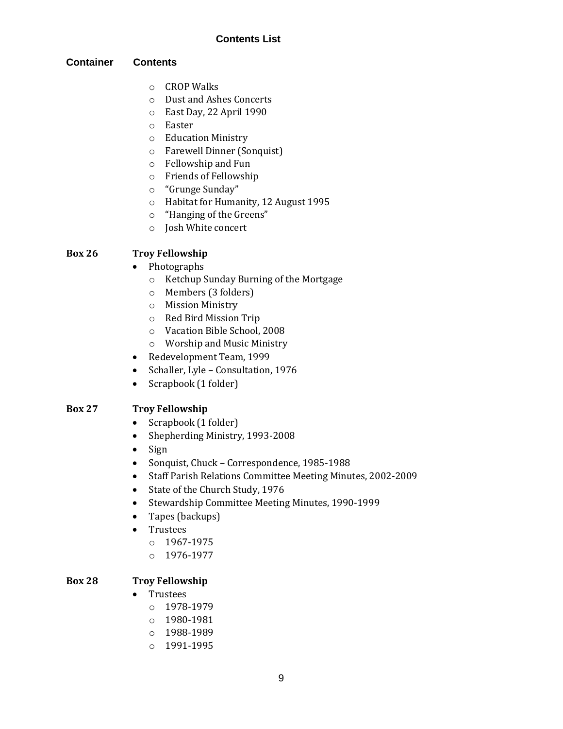## Contents List

**Container** **Contents**

- CROP Walks
- Dust and Ashes Concerts
- East Day, 22 April 1990
- Easter
- Education Ministry
- Farewell Dinner (Sonquist)
- Fellowship and Fun
- Friends of Fellowship
- "Grunge Sunday"
- Habitat for Humanity, 12 August 1995
- "Hanging of the Greens"
- Josh White concert

**Box 26** **Troy Fellowship**

- Photographs
  - Ketchup Sunday Burning of the Mortgage
  - Members (3 folders)
  - Mission Ministry
  - Red Bird Mission Trip
  - Vacation Bible School, 2008
  - Worship and Music Ministry
- Redevelopment Team, 1999
- Schaller, Lyle – Consultation, 1976
- Scrapbook (1 folder)

**Box 27** **Troy Fellowship**

- Scrapbook (1 folder)
- Shepherding Ministry, 1993-2008
- Sign
- Sonquist, Chuck – Correspondence, 1985-1988
- Staff Parish Relations Committee Meeting Minutes, 2002-2009
- State of the Church Study, 1976
- Stewardship Committee Meeting Minutes, 1990-1999
- Tapes (backups)
- Trustees
  - 1967-1975
  - 1976-1977

**Box 28** **Troy Fellowship**

- Trustees
  - 1978-1979
  - 1980-1981
  - 1988-1989
  - 1991-1995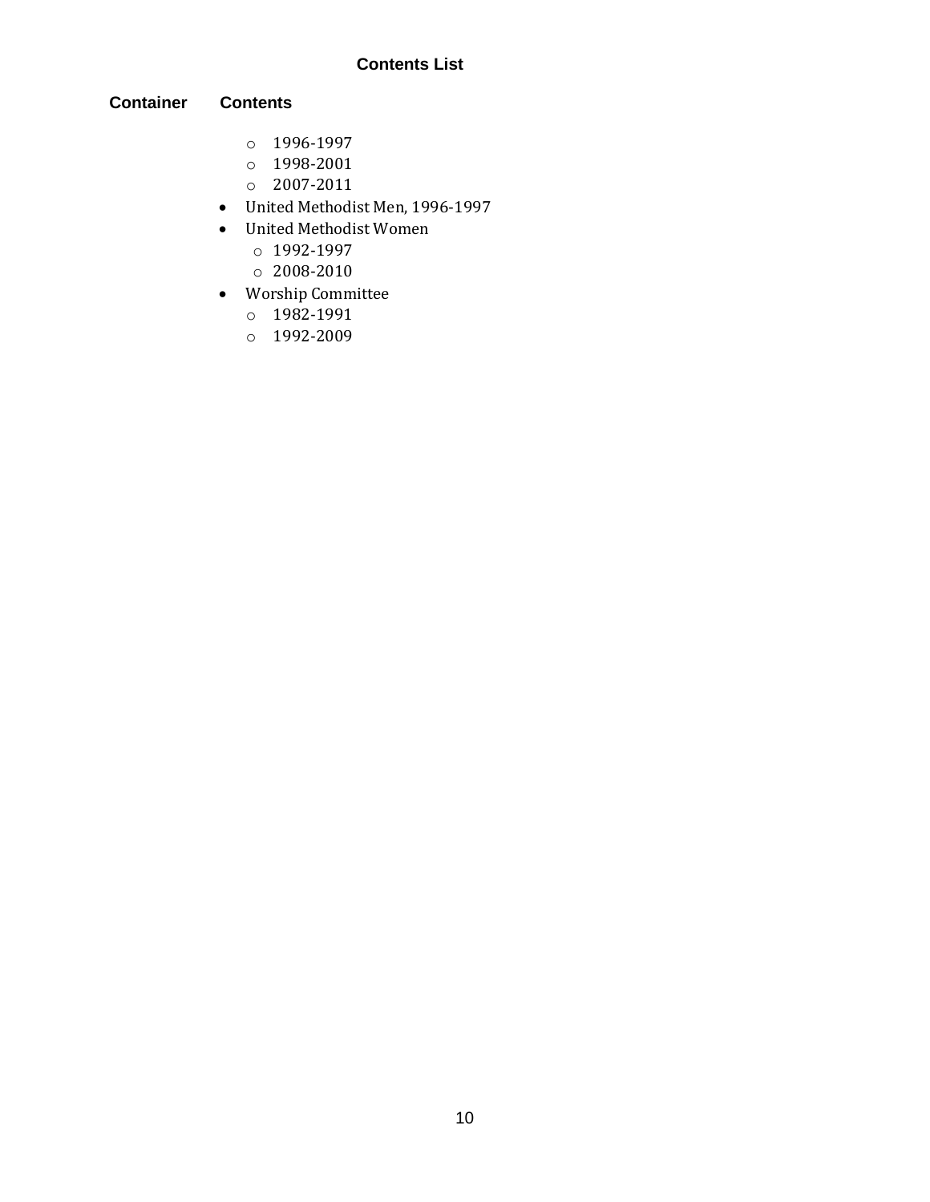**Contents List**

**Container** **Contents**

- 
  - 1996-1997
  - 1998-2001
  - 2007-2011
- United Methodist Men, 1996-1997
- United Methodist Women
  - 1992-1997
  - 2008-2010
- Worship Committee
  - 1982-1991
  - 1992-2009